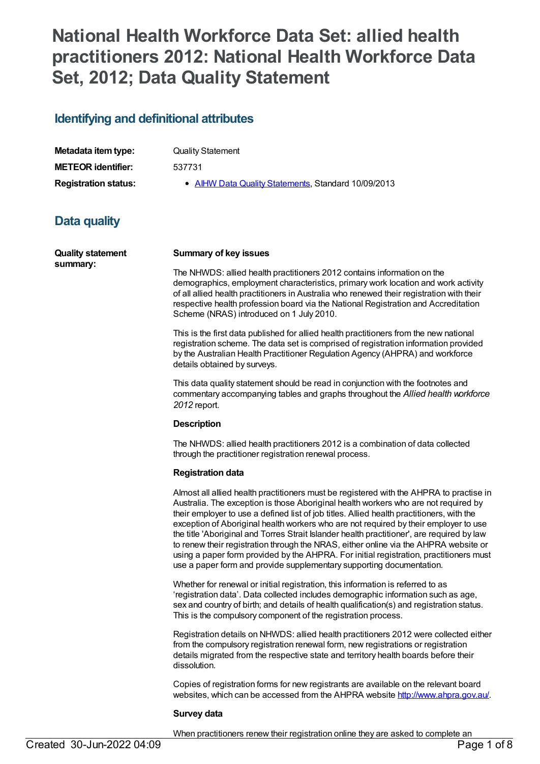# National Health Workforce Data Set: allied health practitioners 2012: National Health Workforce Data Set, 2012; Data Quality Statement

## Identifying and definitional attributes

| | |
|---|---|
| **Metadata item type:** | Quality Statement |
| **METEOR identifier:** | 537731 |
| **Registration status:** | - [AIHW Data Quality Statements](), Standard 10/09/2013 |

## Data quality

**Quality statement summary:**

**Summary of key issues**

The NHWDS: allied health practitioners 2012 contains information on the demographics, employment characteristics, primary work location and work activity of all allied health practitioners in Australia who renewed their registration with their respective health profession board via the National Registration and Accreditation Scheme (NRAS) introduced on 1 July 2010.

This is the first data published for allied health practitioners from the new national registration scheme. The data set is comprised of registration information provided by the Australian Health Practitioner Regulation Agency (AHPRA) and workforce details obtained by surveys.

This data quality statement should be read in conjunction with the footnotes and commentary accompanying tables and graphs throughout the *Allied health workforce 2012* report.

**Description**

The NHWDS: allied health practitioners 2012 is a combination of data collected through the practitioner registration renewal process.

**Registration data**

Almost all allied health practitioners must be registered with the AHPRA to practise in Australia. The exception is those Aboriginal health workers who are not required by their employer to use a defined list of job titles. Allied health practitioners, with the exception of Aboriginal health workers who are not required by their employer to use the title 'Aboriginal and Torres Strait Islander health practitioner', are required by law to renew their registration through the NRAS, either online via the AHPRA website or using a paper form provided by the AHPRA. For initial registration, practitioners must use a paper form and provide supplementary supporting documentation.

Whether for renewal or initial registration, this information is referred to as 'registration data'. Data collected includes demographic information such as age, sex and country of birth; and details of health qualification(s) and registration status. This is the compulsory component of the registration process.

Registration details on NHWDS: allied health practitioners 2012 were collected either from the compulsory registration renewal form, new registrations or registration details migrated from the respective state and territory health boards before their dissolution.

Copies of registration forms for new registrants are available on the relevant board websites, which can be accessed from the AHPRA website [http://www.ahpra.gov.au/](http://www.ahpra.gov.au/).

**Survey data**

When practitioners renew their registration online they are asked to complete an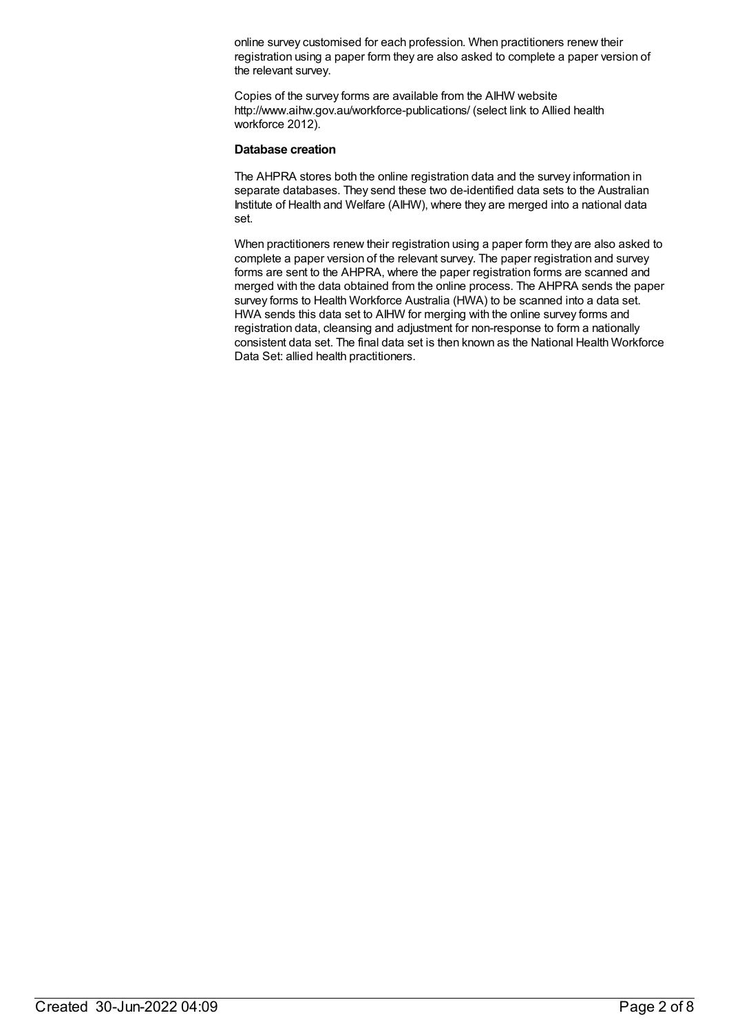online survey customised for each profession. When practitioners renew their registration using a paper form they are also asked to complete a paper version of the relevant survey.

Copies of the survey forms are available from the AIHW website http://www.aihw.gov.au/workforce-publications/ (select link to Allied health workforce 2012).

**Database creation**

The AHPRA stores both the online registration data and the survey information in separate databases. They send these two de-identified data sets to the Australian Institute of Health and Welfare (AIHW), where they are merged into a national data set.

When practitioners renew their registration using a paper form they are also asked to complete a paper version of the relevant survey. The paper registration and survey forms are sent to the AHPRA, where the paper registration forms are scanned and merged with the data obtained from the online process. The AHPRA sends the paper survey forms to Health Workforce Australia (HWA) to be scanned into a data set. HWA sends this data set to AIHW for merging with the online survey forms and registration data, cleansing and adjustment for non-response to form a nationally consistent data set. The final data set is then known as the National Health Workforce Data Set: allied health practitioners.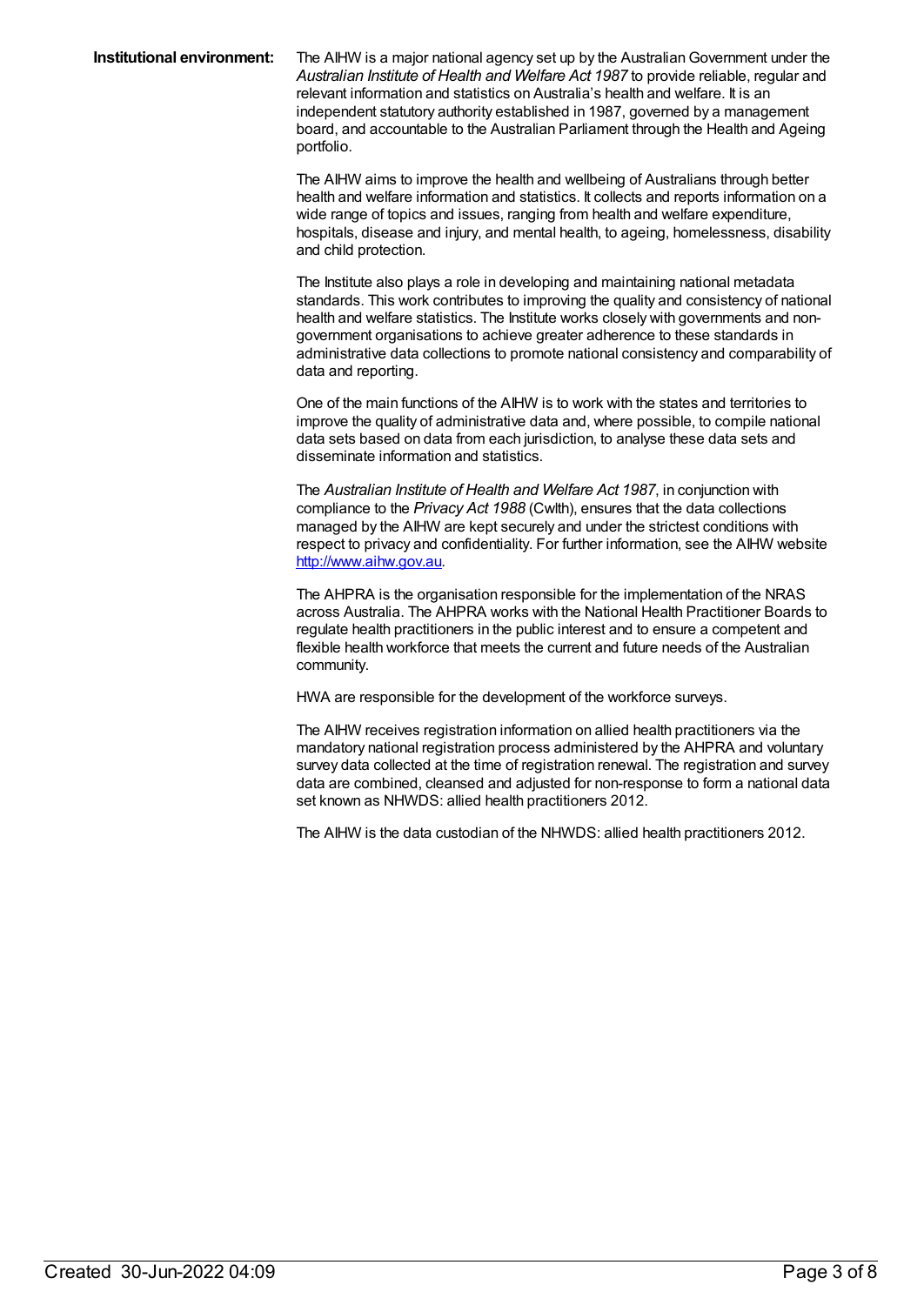**Institutional environment:**

The AIHW is a major national agency set up by the Australian Government under the *Australian Institute of Health and Welfare Act 1987* to provide reliable, regular and relevant information and statistics on Australia's health and welfare. It is an independent statutory authority established in 1987, governed by a management board, and accountable to the Australian Parliament through the Health and Ageing portfolio.

The AIHW aims to improve the health and wellbeing of Australians through better health and welfare information and statistics. It collects and reports information on a wide range of topics and issues, ranging from health and welfare expenditure, hospitals, disease and injury, and mental health, to ageing, homelessness, disability and child protection.

The Institute also plays a role in developing and maintaining national metadata standards. This work contributes to improving the quality and consistency of national health and welfare statistics. The Institute works closely with governments and non-government organisations to achieve greater adherence to these standards in administrative data collections to promote national consistency and comparability of data and reporting.

One of the main functions of the AIHW is to work with the states and territories to improve the quality of administrative data and, where possible, to compile national data sets based on data from each jurisdiction, to analyse these data sets and disseminate information and statistics.

The *Australian Institute of Health and Welfare Act 1987*, in conjunction with compliance to the *Privacy Act 1988* (Cwlth), ensures that the data collections managed by the AIHW are kept securely and under the strictest conditions with respect to privacy and confidentiality. For further information, see the AIHW website http://www.aihw.gov.au.

The AHPRA is the organisation responsible for the implementation of the NRAS across Australia. The AHPRA works with the National Health Practitioner Boards to regulate health practitioners in the public interest and to ensure a competent and flexible health workforce that meets the current and future needs of the Australian community.

HWA are responsible for the development of the workforce surveys.

The AIHW receives registration information on allied health practitioners via the mandatory national registration process administered by the AHPRA and voluntary survey data collected at the time of registration renewal. The registration and survey data are combined, cleansed and adjusted for non-response to form a national data set known as NHWDS: allied health practitioners 2012.

The AIHW is the data custodian of the NHWDS: allied health practitioners 2012.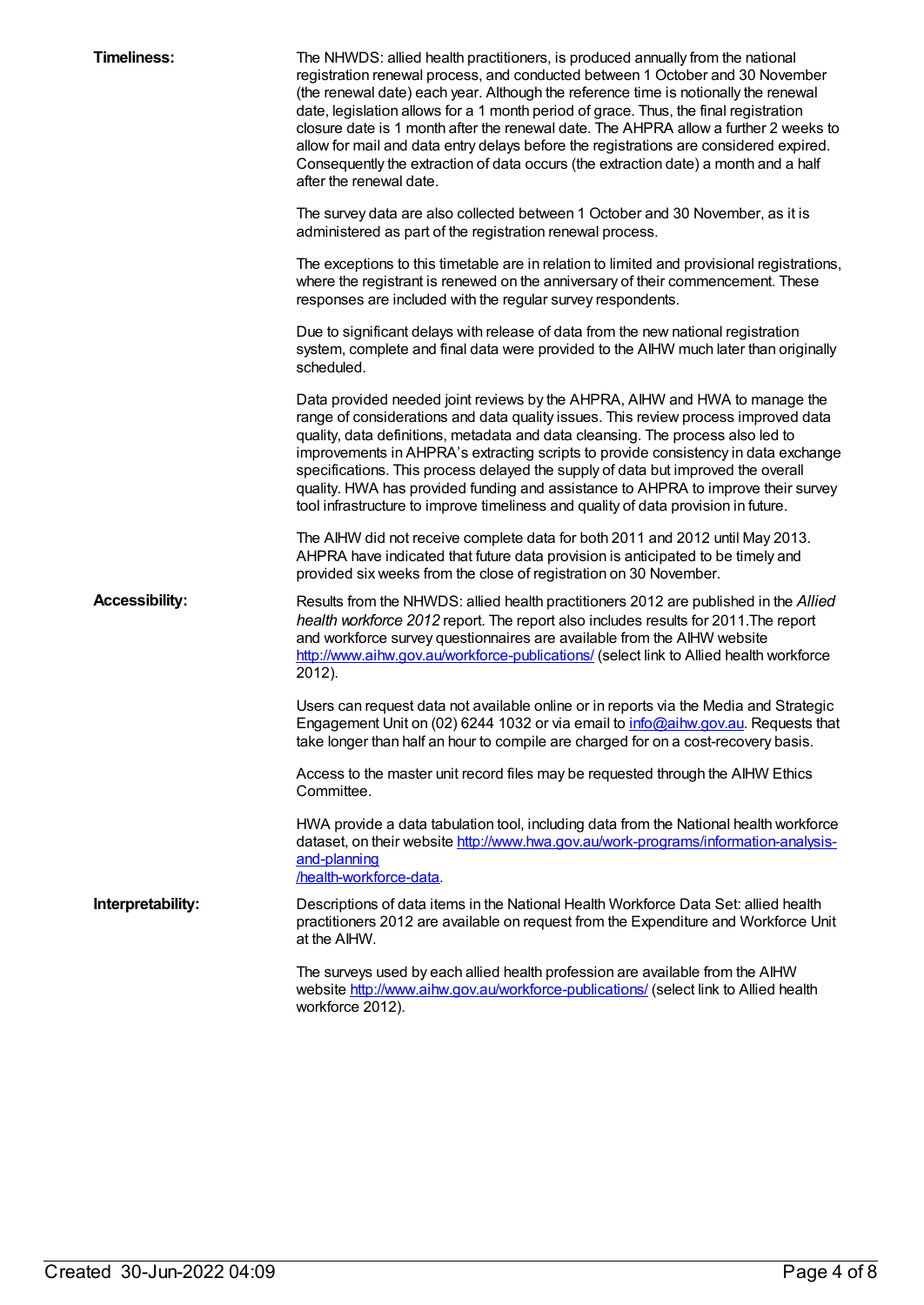**Timeliness:**

The NHWDS: allied health practitioners, is produced annually from the national registration renewal process, and conducted between 1 October and 30 November (the renewal date) each year. Although the reference time is notionally the renewal date, legislation allows for a 1 month period of grace. Thus, the final registration closure date is 1 month after the renewal date. The AHPRA allow a further 2 weeks to allow for mail and data entry delays before the registrations are considered expired. Consequently the extraction of data occurs (the extraction date) a month and a half after the renewal date.

The survey data are also collected between 1 October and 30 November, as it is administered as part of the registration renewal process.

The exceptions to this timetable are in relation to limited and provisional registrations, where the registrant is renewed on the anniversary of their commencement. These responses are included with the regular survey respondents.

Due to significant delays with release of data from the new national registration system, complete and final data were provided to the AIHW much later than originally scheduled.

Data provided needed joint reviews by the AHPRA, AIHW and HWA to manage the range of considerations and data quality issues. This review process improved data quality, data definitions, metadata and data cleansing. The process also led to improvements in AHPRA's extracting scripts to provide consistency in data exchange specifications. This process delayed the supply of data but improved the overall quality. HWA has provided funding and assistance to AHPRA to improve their survey tool infrastructure to improve timeliness and quality of data provision in future.

The AIHW did not receive complete data for both 2011 and 2012 until May 2013. AHPRA have indicated that future data provision is anticipated to be timely and provided six weeks from the close of registration on 30 November.

**Accessibility:**

Results from the NHWDS: allied health practitioners 2012 are published in the *Allied health workforce 2012* report. The report also includes results for 2011.The report and workforce survey questionnaires are available from the AIHW website http://www.aihw.gov.au/workforce-publications/ (select link to Allied health workforce 2012).

Users can request data not available online or in reports via the Media and Strategic Engagement Unit on (02) 6244 1032 or via email to info@aihw.gov.au. Requests that take longer than half an hour to compile are charged for on a cost-recovery basis.

Access to the master unit record files may be requested through the AIHW Ethics Committee.

HWA provide a data tabulation tool, including data from the National health workforce dataset, on their website http://www.hwa.gov.au/work-programs/information-analysis-and-planning/health-workforce-data.

**Interpretability:**

Descriptions of data items in the National Health Workforce Data Set: allied health practitioners 2012 are available on request from the Expenditure and Workforce Unit at the AIHW.

The surveys used by each allied health profession are available from the AIHW website http://www.aihw.gov.au/workforce-publications/ (select link to Allied health workforce 2012).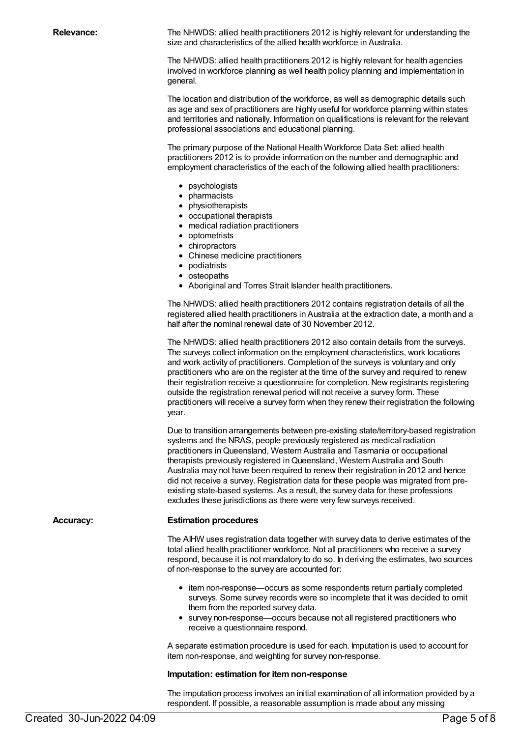**Relevance:**

The NHWDS: allied health practitioners 2012 is highly relevant for understanding the size and characteristics of the allied health workforce in Australia.

The NHWDS: allied health practitioners 2012 is highly relevant for health agencies involved in workforce planning as well health policy planning and implementation in general.

The location and distribution of the workforce, as well as demographic details such as age and sex of practitioners are highly useful for workforce planning within states and territories and nationally. Information on qualifications is relevant for the relevant professional associations and educational planning.

The primary purpose of the National Health Workforce Data Set: allied health practitioners 2012 is to provide information on the number and demographic and employment characteristics of the each of the following allied health practitioners:

- psychologists
- pharmacists
- physiotherapists
- occupational therapists
- medical radiation practitioners
- optometrists
- chiropractors
- Chinese medicine practitioners
- podiatrists
- osteopaths
- Aboriginal and Torres Strait Islander health practitioners.

The NHWDS: allied health practitioners 2012 contains registration details of all the registered allied health practitioners in Australia at the extraction date, a month and a half after the nominal renewal date of 30 November 2012.

The NHWDS: allied health practitioners 2012 also contain details from the surveys. The surveys collect information on the employment characteristics, work locations and work activity of practitioners. Completion of the surveys is voluntary and only practitioners who are on the register at the time of the survey and required to renew their registration receive a questionnaire for completion. New registrants registering outside the registration renewal period will not receive a survey form. These practitioners will receive a survey form when they renew their registration the following year.

Due to transition arrangements between pre-existing state/territory-based registration systems and the NRAS, people previously registered as medical radiation practitioners in Queensland, Western Australia and Tasmania or occupational therapists previously registered in Queensland, Western Australia and South Australia may not have been required to renew their registration in 2012 and hence did not receive a survey. Registration data for these people was migrated from pre-existing state-based systems. As a result, the survey data for these professions excludes these jurisdictions as there were very few surveys received.

**Accuracy:**

**Estimation procedures**

The AIHW uses registration data together with survey data to derive estimates of the total allied health practitioner workforce. Not all practitioners who receive a survey respond, because it is not mandatory to do so. In deriving the estimates, two sources of non-response to the survey are accounted for:

- item non-response—occurs as some respondents return partially completed surveys. Some survey records were so incomplete that it was decided to omit them from the reported survey data.
- survey non-response—occurs because not all registered practitioners who receive a questionnaire respond.

A separate estimation procedure is used for each. Imputation is used to account for item non-response, and weighting for survey non-response.

**Imputation: estimation for item non-response**

The imputation process involves an initial examination of all information provided by a respondent. If possible, a reasonable assumption is made about any missing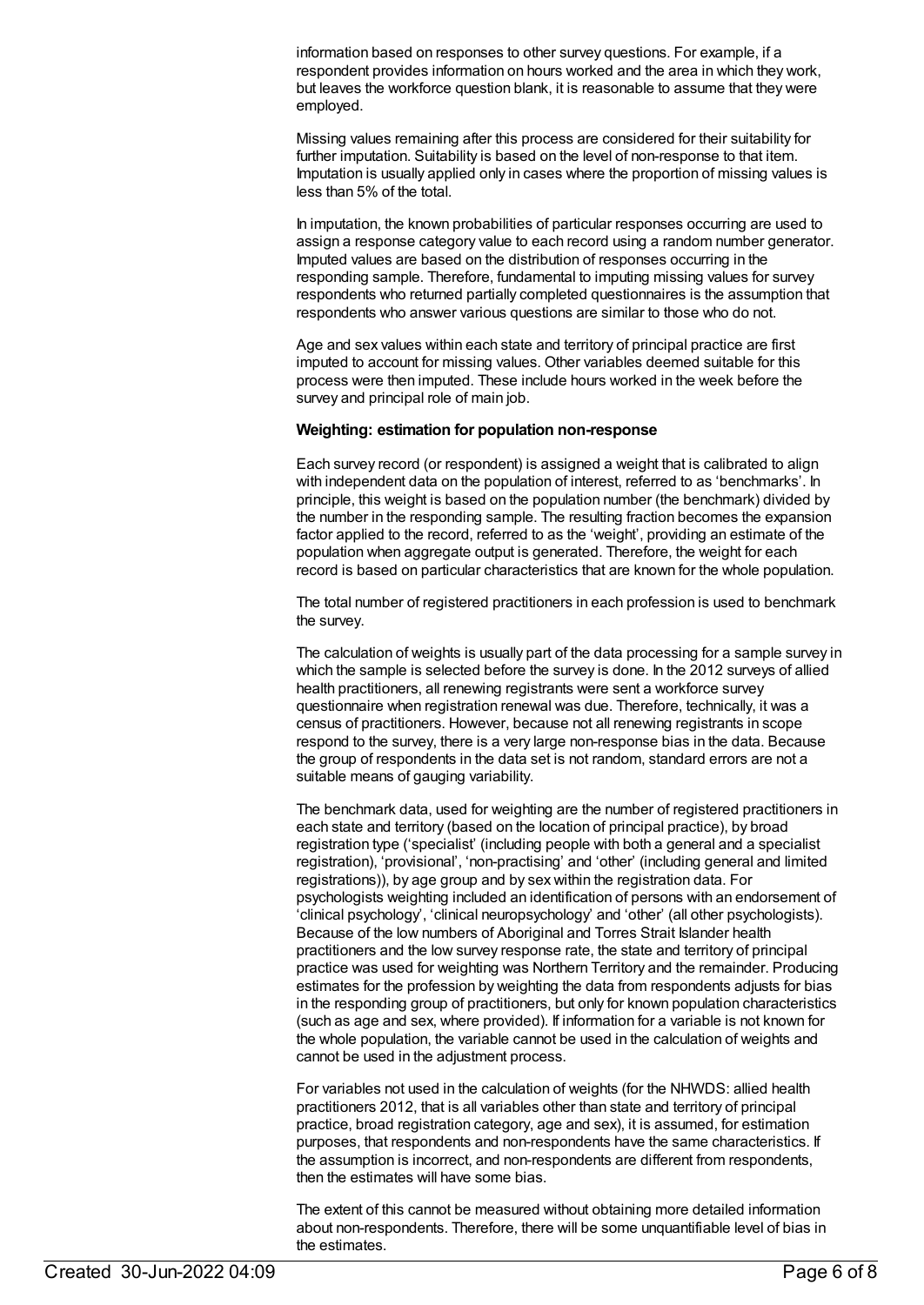information based on responses to other survey questions. For example, if a respondent provides information on hours worked and the area in which they work, but leaves the workforce question blank, it is reasonable to assume that they were employed.

Missing values remaining after this process are considered for their suitability for further imputation. Suitability is based on the level of non-response to that item. Imputation is usually applied only in cases where the proportion of missing values is less than 5% of the total.

In imputation, the known probabilities of particular responses occurring are used to assign a response category value to each record using a random number generator. Imputed values are based on the distribution of responses occurring in the responding sample. Therefore, fundamental to imputing missing values for survey respondents who returned partially completed questionnaires is the assumption that respondents who answer various questions are similar to those who do not.

Age and sex values within each state and territory of principal practice are first imputed to account for missing values. Other variables deemed suitable for this process were then imputed. These include hours worked in the week before the survey and principal role of main job.

**Weighting: estimation for population non-response**

Each survey record (or respondent) is assigned a weight that is calibrated to align with independent data on the population of interest, referred to as 'benchmarks'. In principle, this weight is based on the population number (the benchmark) divided by the number in the responding sample. The resulting fraction becomes the expansion factor applied to the record, referred to as the 'weight', providing an estimate of the population when aggregate output is generated. Therefore, the weight for each record is based on particular characteristics that are known for the whole population.

The total number of registered practitioners in each profession is used to benchmark the survey.

The calculation of weights is usually part of the data processing for a sample survey in which the sample is selected before the survey is done. In the 2012 surveys of allied health practitioners, all renewing registrants were sent a workforce survey questionnaire when registration renewal was due. Therefore, technically, it was a census of practitioners. However, because not all renewing registrants in scope respond to the survey, there is a very large non-response bias in the data. Because the group of respondents in the data set is not random, standard errors are not a suitable means of gauging variability.

The benchmark data, used for weighting are the number of registered practitioners in each state and territory (based on the location of principal practice), by broad registration type ('specialist' (including people with both a general and a specialist registration), 'provisional', 'non-practising' and 'other' (including general and limited registrations)), by age group and by sex within the registration data. For psychologists weighting included an identification of persons with an endorsement of 'clinical psychology', 'clinical neuropsychology' and 'other' (all other psychologists). Because of the low numbers of Aboriginal and Torres Strait Islander health practitioners and the low survey response rate, the state and territory of principal practice was used for weighting was Northern Territory and the remainder. Producing estimates for the profession by weighting the data from respondents adjusts for bias in the responding group of practitioners, but only for known population characteristics (such as age and sex, where provided). If information for a variable is not known for the whole population, the variable cannot be used in the calculation of weights and cannot be used in the adjustment process.

For variables not used in the calculation of weights (for the NHWDS: allied health practitioners 2012, that is all variables other than state and territory of principal practice, broad registration category, age and sex), it is assumed, for estimation purposes, that respondents and non-respondents have the same characteristics. If the assumption is incorrect, and non-respondents are different from respondents, then the estimates will have some bias.

The extent of this cannot be measured without obtaining more detailed information about non-respondents. Therefore, there will be some unquantifiable level of bias in the estimates.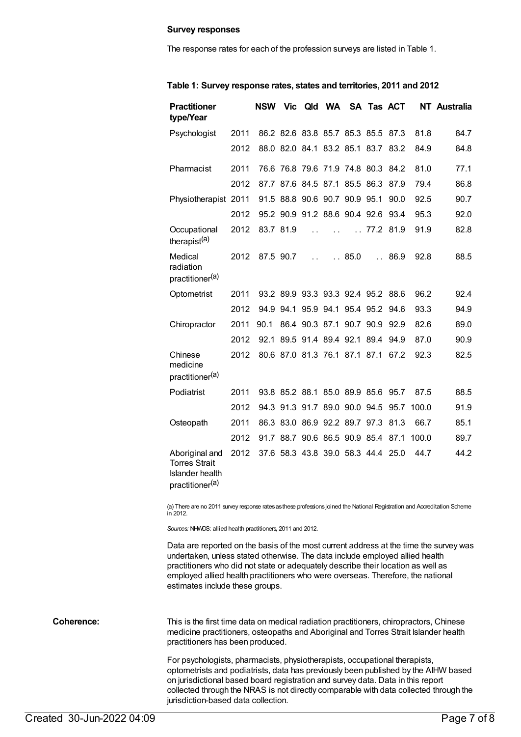**Survey responses**

The response rates for each of the profession surveys are listed in Table 1.

**Table 1: Survey response rates, states and territories, 2011 and 2012**

| Practitioner type/Year | | NSW | Vic | Qld | WA | SA | Tas | ACT | NT | Australia |
|---|---|---|---|---|---|---|---|---|---|---|
| Psychologist | 2011 | 86.2 | 82.6 | 83.8 | 85.7 | 85.3 | 85.5 | 87.3 | 81.8 | 84.7 |
| | 2012 | 88.0 | 82.0 | 84.1 | 83.2 | 85.1 | 83.7 | 83.2 | 84.9 | 84.8 |
| Pharmacist | 2011 | 76.6 | 76.8 | 79.6 | 71.9 | 74.8 | 80.3 | 84.2 | 81.0 | 77.1 |
| | 2012 | 87.7 | 87.6 | 84.5 | 87.1 | 85.5 | 86.3 | 87.9 | 79.4 | 86.8 |
| Physiotherapist | 2011 | 91.5 | 88.8 | 90.6 | 90.7 | 90.9 | 95.1 | 90.0 | 92.5 | 90.7 |
| | 2012 | 95.2 | 90.9 | 91.2 | 88.6 | 90.4 | 92.6 | 93.4 | 95.3 | 92.0 |
| Occupational therapist[(a)] | 2012 | 83.7 | 81.9 | .. | .. | .. | 77.2 | 81.9 | 91.9 | 82.8 |
| Medical radiation practitioner[(a)] | 2012 | 87.5 | 90.7 | .. | .. | 85.0 | .. | 86.9 | 92.8 | 88.5 |
| Optometrist | 2011 | 93.2 | 89.9 | 93.3 | 93.3 | 92.4 | 95.2 | 88.6 | 96.2 | 92.4 |
| | 2012 | 94.9 | 94.1 | 95.9 | 94.1 | 95.4 | 95.2 | 94.6 | 93.3 | 94.9 |
| Chiropractor | 2011 | 90.1 | 86.4 | 90.3 | 87.1 | 90.7 | 90.9 | 92.9 | 82.6 | 89.0 |
| | 2012 | 92.1 | 89.5 | 91.4 | 89.4 | 92.1 | 89.4 | 94.9 | 87.0 | 90.9 |
| Chinese medicine practitioner[(a)] | 2012 | 80.6 | 87.0 | 81.3 | 76.1 | 87.1 | 87.1 | 67.2 | 92.3 | 82.5 |
| Podiatrist | 2011 | 93.8 | 85.2 | 88.1 | 85.0 | 89.9 | 85.6 | 95.7 | 87.5 | 88.5 |
| | 2012 | 94.3 | 91.3 | 91.7 | 89.0 | 90.0 | 94.5 | 95.7 | 100.0 | 91.9 |
| Osteopath | 2011 | 86.3 | 83.0 | 86.9 | 92.2 | 89.7 | 97.3 | 81.3 | 66.7 | 85.1 |
| | 2012 | 91.7 | 88.7 | 90.6 | 86.5 | 90.9 | 85.4 | 87.1 | 100.0 | 89.7 |
| Aboriginal and Torres Strait Islander health practitioner[(a)] | 2012 | 37.6 | 58.3 | 43.8 | 39.0 | 58.3 | 44.4 | 25.0 | 44.7 | 44.2 |

(a) There are no 2011 survey response rates as these professions joined the National Registration and Accreditation Scheme in 2012.

*Sources:* NHWDS: allied health practitioners, 2011 and 2012.

Data are reported on the basis of the most current address at the time the survey was undertaken, unless stated otherwise. The data include employed allied health practitioners who did not state or adequately describe their location as well as employed allied health practitioners who were overseas. Therefore, the national estimates include these groups.

**Coherence:**

This is the first time data on medical radiation practitioners, chiropractors, Chinese medicine practitioners, osteopaths and Aboriginal and Torres Strait Islander health practitioners has been produced.

For psychologists, pharmacists, physiotherapists, occupational therapists, optometrists and podiatrists, data has previously been published by the AIHW based on jurisdictional based board registration and survey data. Data in this report collected through the NRAS is not directly comparable with data collected through the jurisdiction-based data collection.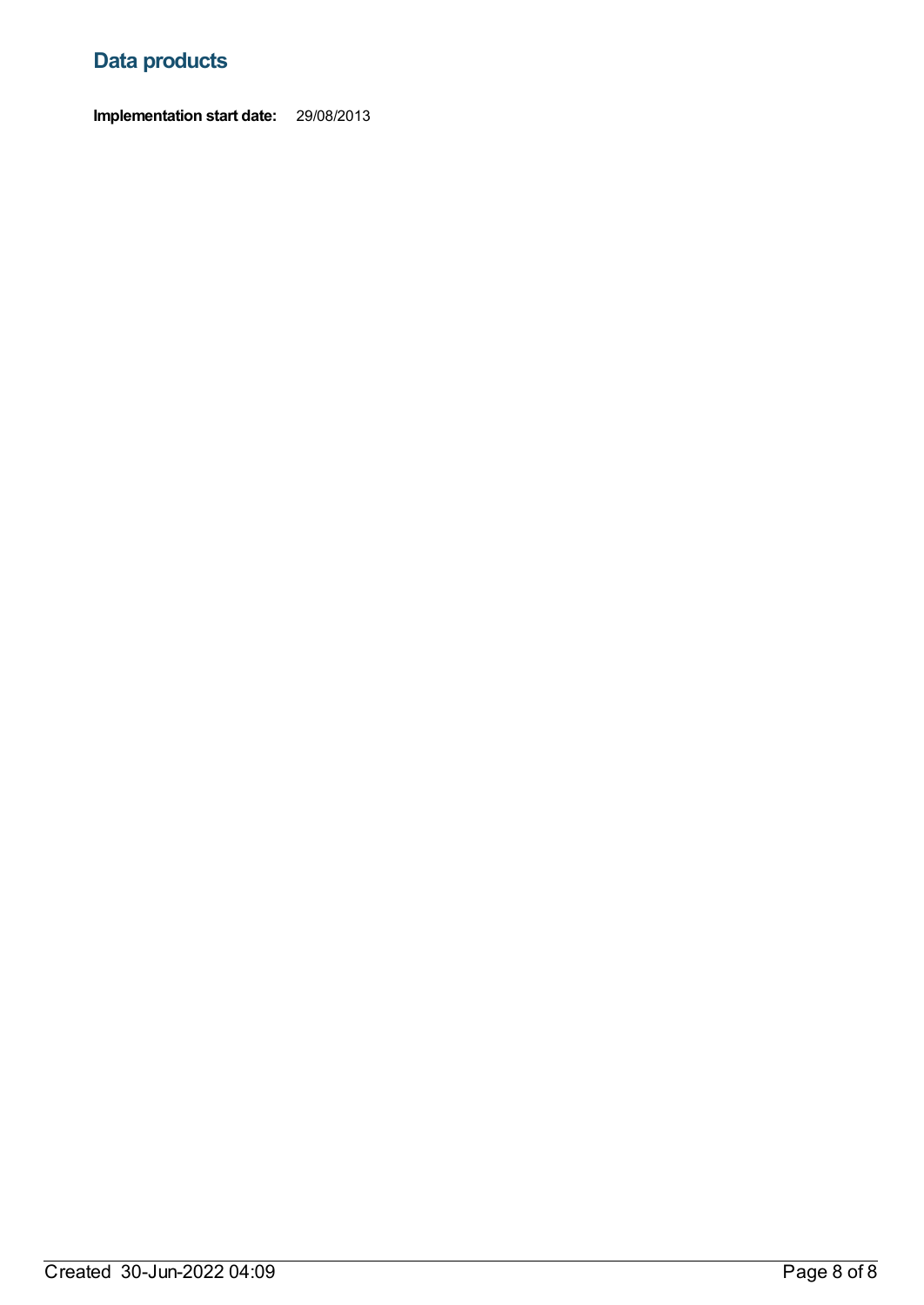## Data products

**Implementation start date:** 29/08/2013